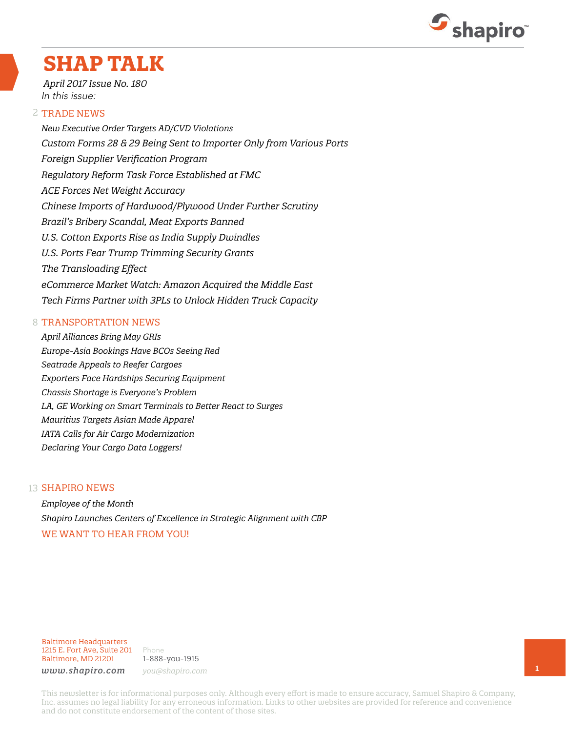# SHAP TALK

*April 2017 Issue No. 180*

*In this issue:*

## 2 TRADE NEWS

*New Executive Order Targets AD/CVD Violations*

*Custom Forms 28 & 29 Being Sent to Importer Only from Various Ports*

*Foreign Supplier Verification Program*

*Regulatory Reform Task Force Established at FMC*

*ACE Forces Net Weight Accuracy*

*Chinese Imports of Hardwood/Plywood Under Further Scrutiny*

*Brazil's Bribery Scandal, Meat Exports Banned*

*U.S. Cotton Exports Rise as India Supply Dwindles*

*U.S. Ports Fear Trump Trimming Security Grants*

*The Transloading Effect*

*eCommerce Market Watch: Amazon Acquired the Middle East*

*Tech Firms Partner with 3PLs to Unlock Hidden Truck Capacity*

## 8 TRANSPORTATION NEWS

*April Alliances Bring May GRIs*

*Europe-Asia Bookings Have BCOs Seeing Red*

*Seatrade Appeals to Reefer Cargoes*

*Exporters Face Hardships Securing Equipment*

*Chassis Shortage is Everyone's Problem*

*LA, GE Working on Smart Terminals to Better React to Surges*

*Mauritius Targets Asian Made Apparel*

*IATA Calls for Air Cargo Modernization*

*Declaring Your Cargo Data Loggers!*

## 13 SHAPIRO NEWS

*Employee of the Month*

*Shapiro Launches Centers of Excellence in Strategic Alignment with CBP*

WE WANT TO HEAR FROM YOU!

Baltimore Headquarters
1215 E. Fort Ave, Suite 201
Baltimore, MD 21201

Phone
1-888-you-1915

*www.shapiro.com*

*you@shapiro.com*

This newsletter is for informational purposes only. Although every effort is made to ensure accuracy, Samuel Shapiro & Company, Inc. assumes no legal liability for any erroneous information. Links to other websites are provided for reference and convenience and do not constitute endorsement of the content of those sites.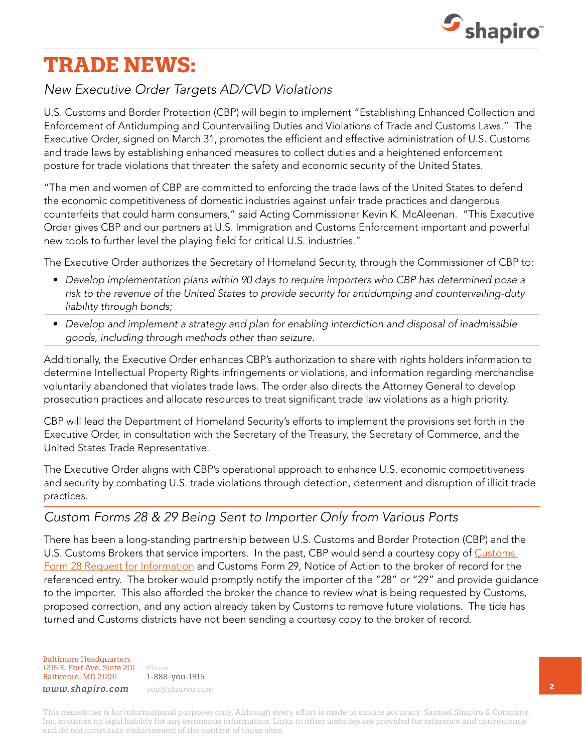# TRADE NEWS:

## *New Executive Order Targets AD/CVD Violations*

U.S. Customs and Border Protection (CBP) will begin to implement "Establishing Enhanced Collection and Enforcement of Antidumping and Countervailing Duties and Violations of Trade and Customs Laws." The Executive Order, signed on March 31, promotes the efficient and effective administration of U.S. Customs and trade laws by establishing enhanced measures to collect duties and a heightened enforcement posture for trade violations that threaten the safety and economic security of the United States.

"The men and women of CBP are committed to enforcing the trade laws of the United States to defend the economic competitiveness of domestic industries against unfair trade practices and dangerous counterfeits that could harm consumers," said Acting Commissioner Kevin K. McAleenan. "This Executive Order gives CBP and our partners at U.S. Immigration and Customs Enforcement important and powerful new tools to further level the playing field for critical U.S. industries."

The Executive Order authorizes the Secretary of Homeland Security, through the Commissioner of CBP to:

- *Develop implementation plans within 90 days to require importers who CBP has determined pose a risk to the revenue of the United States to provide security for antidumping and countervailing-duty liability through bonds;*
- *Develop and implement a strategy and plan for enabling interdiction and disposal of inadmissible goods, including through methods other than seizure.*

Additionally, the Executive Order enhances CBP's authorization to share with rights holders information to determine Intellectual Property Rights infringements or violations, and information regarding merchandise voluntarily abandoned that violates trade laws. The order also directs the Attorney General to develop prosecution practices and allocate resources to treat significant trade law violations as a high priority.

CBP will lead the Department of Homeland Security's efforts to implement the provisions set forth in the Executive Order, in consultation with the Secretary of the Treasury, the Secretary of Commerce, and the United States Trade Representative.

The Executive Order aligns with CBP's operational approach to enhance U.S. economic competitiveness and security by combating U.S. trade violations through detection, determent and disruption of illicit trade practices.

## *Custom Forms 28 & 29 Being Sent to Importer Only from Various Ports*

There has been a long-standing partnership between U.S. Customs and Border Protection (CBP) and the U.S. Customs Brokers that service importers. In the past, CBP would send a courtesy copy of Customs Form 28 Request for Information and Customs Form 29, Notice of Action to the broker of record for the referenced entry. The broker would promptly notify the importer of the "28" or "29" and provide guidance to the importer. This also afforded the broker the chance to review what is being requested by Customs, proposed correction, and any action already taken by Customs to remove future violations. The tide has turned and Customs districts have not been sending a courtesy copy to the broker of record.

Baltimore Headquarters
1215 E. Fort Ave, Suite 201
Baltimore, MD 21201
www.shapiro.com

Phone
1-888-you-1915
you@shapiro.com

This newsletter is for informational purposes only. Although every effort is made to ensure accuracy, Samuel Shapiro & Company, Inc. assumes no legal liability for any erroneous information. Links to other websites are provided for reference and convenience and do not constitute endorsement of the content of those sites.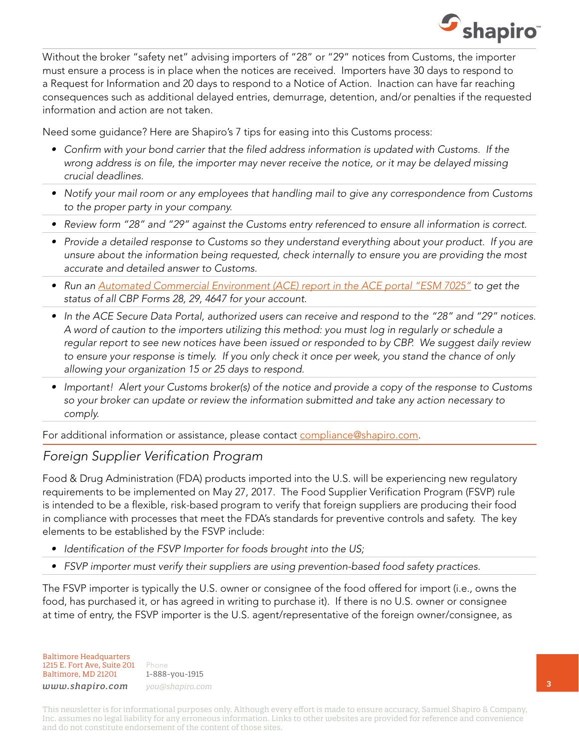Without the broker "safety net" advising importers of "28" or "29" notices from Customs, the importer must ensure a process is in place when the notices are received. Importers have 30 days to respond to a Request for Information and 20 days to respond to a Notice of Action. Inaction can have far reaching consequences such as additional delayed entries, demurrage, detention, and/or penalties if the requested information and action are not taken.

Need some guidance? Here are Shapiro's 7 tips for easing into this Customs process:

- *Confirm with your bond carrier that the filed address information is updated with Customs. If the wrong address is on file, the importer may never receive the notice, or it may be delayed missing crucial deadlines.*
- *Notify your mail room or any employees that handling mail to give any correspondence from Customs to the proper party in your company.*
- *Review form "28" and "29" against the Customs entry referenced to ensure all information is correct.*
- *Provide a detailed response to Customs so they understand everything about your product. If you are unsure about the information being requested, check internally to ensure you are providing the most accurate and detailed answer to Customs.*
- *Run an Automated Commercial Environment (ACE) report in the ACE portal "ESM 7025" to get the status of all CBP Forms 28, 29, 4647 for your account.*
- *In the ACE Secure Data Portal, authorized users can receive and respond to the "28" and "29" notices. A word of caution to the importers utilizing this method: you must log in regularly or schedule a regular report to see new notices have been issued or responded to by CBP. We suggest daily review to ensure your response is timely. If you only check it once per week, you stand the chance of only allowing your organization 15 or 25 days to respond.*
- *Important! Alert your Customs broker(s) of the notice and provide a copy of the response to Customs so your broker can update or review the information submitted and take any action necessary to comply.*

For additional information or assistance, please contact compliance@shapiro.com.

## *Foreign Supplier Verification Program*

Food & Drug Administration (FDA) products imported into the U.S. will be experiencing new regulatory requirements to be implemented on May 27, 2017. The Food Supplier Verification Program (FSVP) rule is intended to be a flexible, risk-based program to verify that foreign suppliers are producing their food in compliance with processes that meet the FDA's standards for preventive controls and safety. The key elements to be established by the FSVP include:

- *Identification of the FSVP Importer for foods brought into the US;*
- *FSVP importer must verify their suppliers are using prevention-based food safety practices.*

The FSVP importer is typically the U.S. owner or consignee of the food offered for import (i.e., owns the food, has purchased it, or has agreed in writing to purchase it). If there is no U.S. owner or consignee at time of entry, the FSVP importer is the U.S. agent/representative of the foreign owner/consignee, as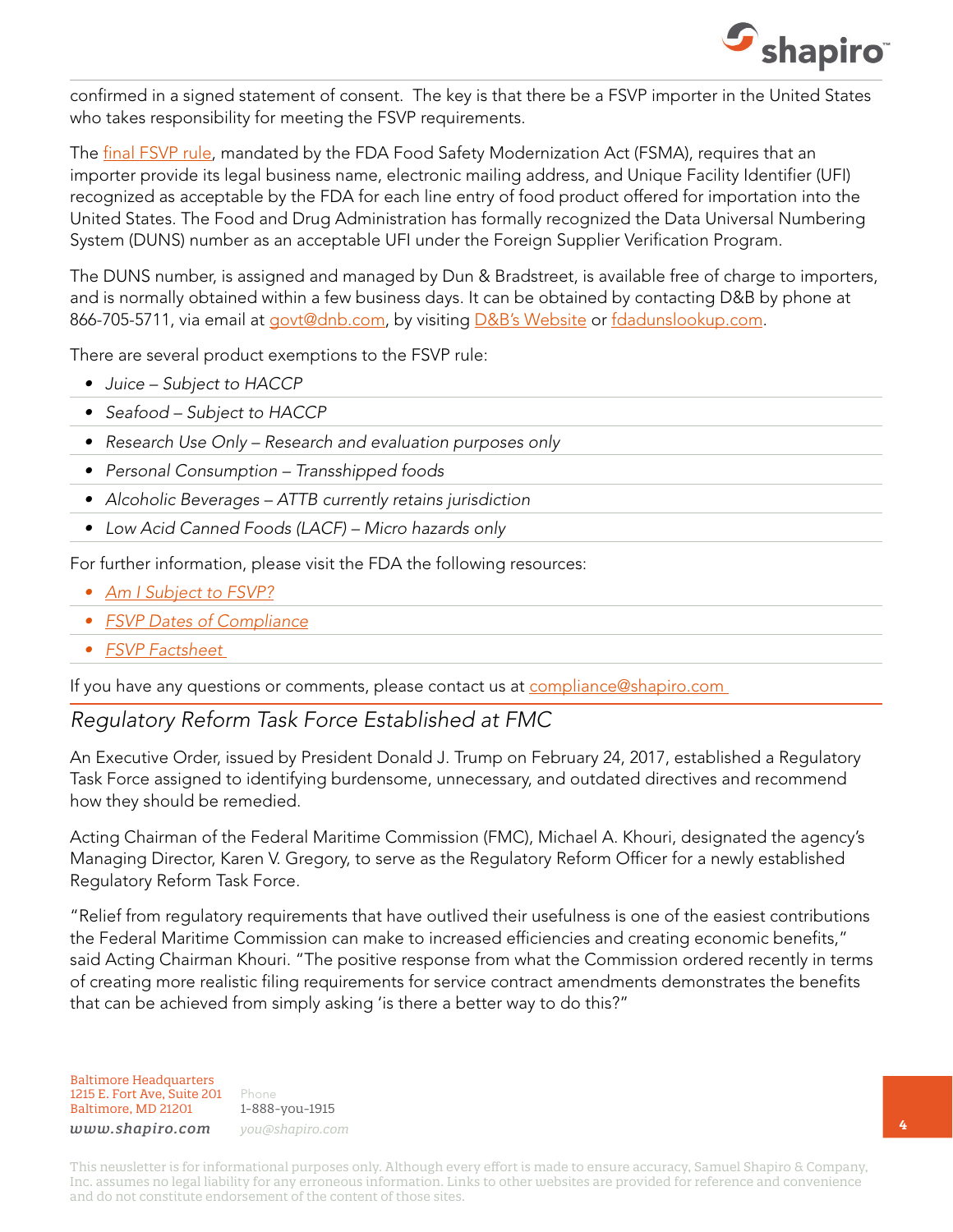confirmed in a signed statement of consent. The key is that there be a FSVP importer in the United States who takes responsibility for meeting the FSVP requirements.

The final FSVP rule, mandated by the FDA Food Safety Modernization Act (FSMA), requires that an importer provide its legal business name, electronic mailing address, and Unique Facility Identifier (UFI) recognized as acceptable by the FDA for each line entry of food product offered for importation into the United States. The Food and Drug Administration has formally recognized the Data Universal Numbering System (DUNS) number as an acceptable UFI under the Foreign Supplier Verification Program.

The DUNS number, is assigned and managed by Dun & Bradstreet, is available free of charge to importers, and is normally obtained within a few business days. It can be obtained by contacting D&B by phone at 866-705-5711, via email at govt@dnb.com, by visiting D&B's Website or fdadunslookup.com.

There are several product exemptions to the FSVP rule:

- *Juice – Subject to HACCP*
- *Seafood – Subject to HACCP*
- *Research Use Only – Research and evaluation purposes only*
- *Personal Consumption – Transshipped foods*
- *Alcoholic Beverages – ATTB currently retains jurisdiction*
- *Low Acid Canned Foods (LACF) – Micro hazards only*

For further information, please visit the FDA the following resources:

- *Am I Subject to FSVP?*
- *FSVP Dates of Compliance*
- *FSVP Factsheet*

If you have any questions or comments, please contact us at compliance@shapiro.com

## *Regulatory Reform Task Force Established at FMC*

An Executive Order, issued by President Donald J. Trump on February 24, 2017, established a Regulatory Task Force assigned to identifying burdensome, unnecessary, and outdated directives and recommend how they should be remedied.

Acting Chairman of the Federal Maritime Commission (FMC), Michael A. Khouri, designated the agency's Managing Director, Karen V. Gregory, to serve as the Regulatory Reform Officer for a newly established Regulatory Reform Task Force.

"Relief from regulatory requirements that have outlived their usefulness is one of the easiest contributions the Federal Maritime Commission can make to increased efficiencies and creating economic benefits," said Acting Chairman Khouri. "The positive response from what the Commission ordered recently in terms of creating more realistic filing requirements for service contract amendments demonstrates the benefits that can be achieved from simply asking 'is there a better way to do this?"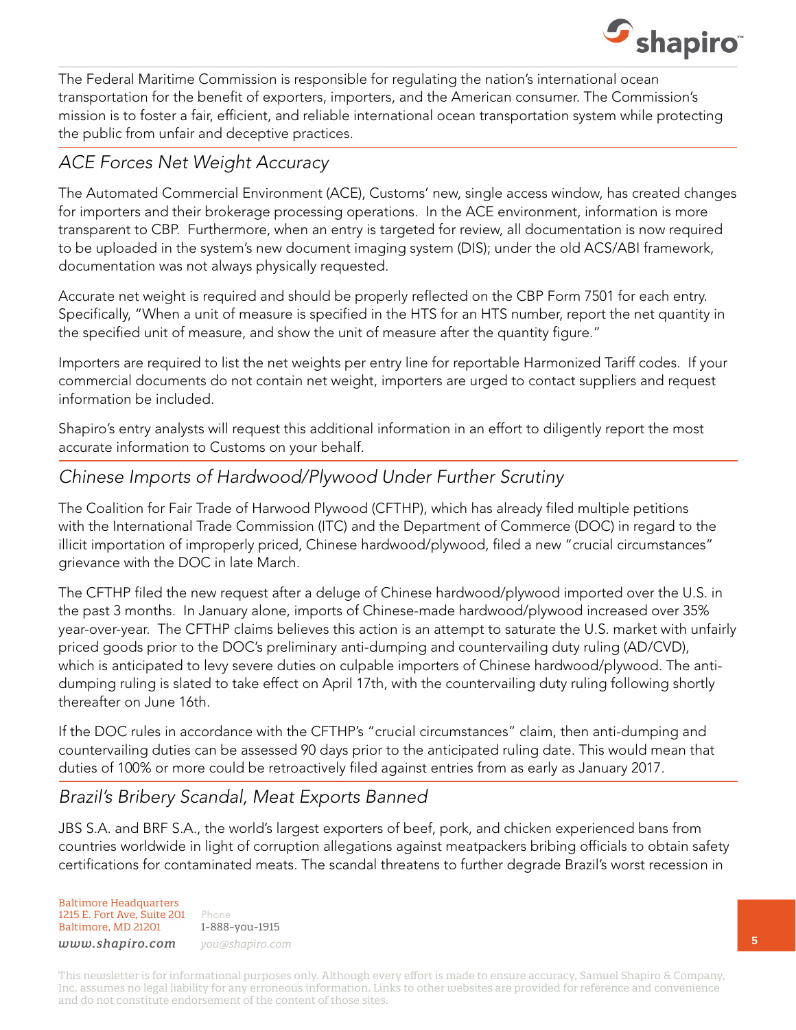The Federal Maritime Commission is responsible for regulating the nation's international ocean transportation for the benefit of exporters, importers, and the American consumer. The Commission's mission is to foster a fair, efficient, and reliable international ocean transportation system while protecting the public from unfair and deceptive practices.

## *ACE Forces Net Weight Accuracy*

The Automated Commercial Environment (ACE), Customs' new, single access window, has created changes for importers and their brokerage processing operations. In the ACE environment, information is more transparent to CBP. Furthermore, when an entry is targeted for review, all documentation is now required to be uploaded in the system's new document imaging system (DIS); under the old ACS/ABI framework, documentation was not always physically requested.

Accurate net weight is required and should be properly reflected on the CBP Form 7501 for each entry. Specifically, "When a unit of measure is specified in the HTS for an HTS number, report the net quantity in the specified unit of measure, and show the unit of measure after the quantity figure."

Importers are required to list the net weights per entry line for reportable Harmonized Tariff codes. If your commercial documents do not contain net weight, importers are urged to contact suppliers and request information be included.

Shapiro's entry analysts will request this additional information in an effort to diligently report the most accurate information to Customs on your behalf.

## *Chinese Imports of Hardwood/Plywood Under Further Scrutiny*

The Coalition for Fair Trade of Harwood Plywood (CFTHP), which has already filed multiple petitions with the International Trade Commission (ITC) and the Department of Commerce (DOC) in regard to the illicit importation of improperly priced, Chinese hardwood/plywood, filed a new "crucial circumstances" grievance with the DOC in late March.

The CFTHP filed the new request after a deluge of Chinese hardwood/plywood imported over the U.S. in the past 3 months. In January alone, imports of Chinese-made hardwood/plywood increased over 35% year-over-year. The CFTHP claims believes this action is an attempt to saturate the U.S. market with unfairly priced goods prior to the DOC's preliminary anti-dumping and countervailing duty ruling (AD/CVD), which is anticipated to levy severe duties on culpable importers of Chinese hardwood/plywood. The anti-dumping ruling is slated to take effect on April 17th, with the countervailing duty ruling following shortly thereafter on June 16th.

If the DOC rules in accordance with the CFTHP's "crucial circumstances" claim, then anti-dumping and countervailing duties can be assessed 90 days prior to the anticipated ruling date. This would mean that duties of 100% or more could be retroactively filed against entries from as early as January 2017.

## *Brazil's Bribery Scandal, Meat Exports Banned*

JBS S.A. and BRF S.A., the world's largest exporters of beef, pork, and chicken experienced bans from countries worldwide in light of corruption allegations against meatpackers bribing officials to obtain safety certifications for contaminated meats. The scandal threatens to further degrade Brazil's worst recession in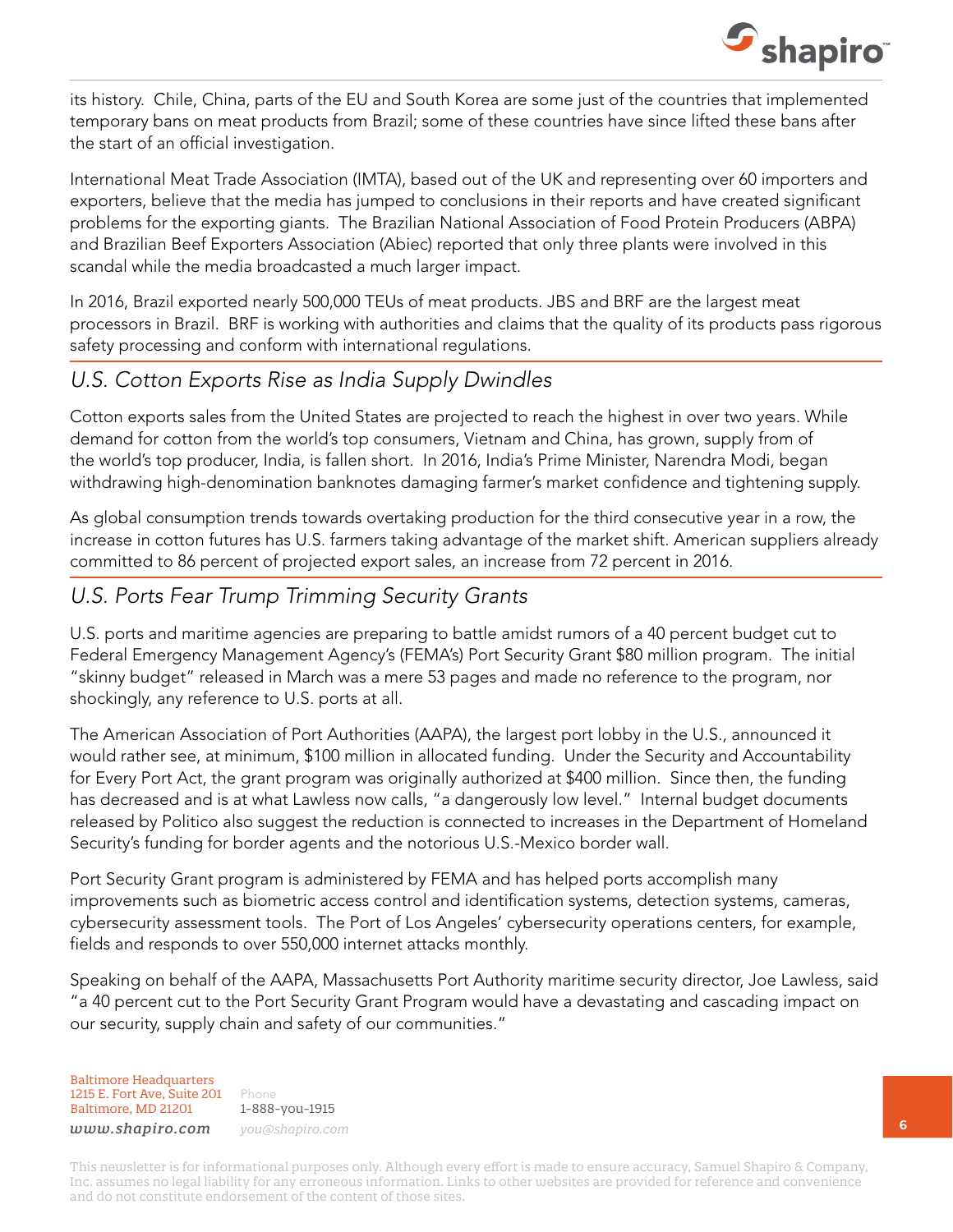its history. Chile, China, parts of the EU and South Korea are some just of the countries that implemented temporary bans on meat products from Brazil; some of these countries have since lifted these bans after the start of an official investigation.

International Meat Trade Association (IMTA), based out of the UK and representing over 60 importers and exporters, believe that the media has jumped to conclusions in their reports and have created significant problems for the exporting giants. The Brazilian National Association of Food Protein Producers (ABPA) and Brazilian Beef Exporters Association (Abiec) reported that only three plants were involved in this scandal while the media broadcasted a much larger impact.

In 2016, Brazil exported nearly 500,000 TEUs of meat products. JBS and BRF are the largest meat processors in Brazil. BRF is working with authorities and claims that the quality of its products pass rigorous safety processing and conform with international regulations.

## *U.S. Cotton Exports Rise as India Supply Dwindles*

Cotton exports sales from the United States are projected to reach the highest in over two years. While demand for cotton from the world's top consumers, Vietnam and China, has grown, supply from of the world's top producer, India, is fallen short. In 2016, India's Prime Minister, Narendra Modi, began withdrawing high-denomination banknotes damaging farmer's market confidence and tightening supply.

As global consumption trends towards overtaking production for the third consecutive year in a row, the increase in cotton futures has U.S. farmers taking advantage of the market shift. American suppliers already committed to 86 percent of projected export sales, an increase from 72 percent in 2016.

## *U.S. Ports Fear Trump Trimming Security Grants*

U.S. ports and maritime agencies are preparing to battle amidst rumors of a 40 percent budget cut to Federal Emergency Management Agency's (FEMA's) Port Security Grant $80 million program. The initial "skinny budget" released in March was a mere 53 pages and made no reference to the program, nor shockingly, any reference to U.S. ports at all.

The American Association of Port Authorities (AAPA), the largest port lobby in the U.S., announced it would rather see, at minimum, $100 million in allocated funding. Under the Security and Accountability for Every Port Act, the grant program was originally authorized at $400 million. Since then, the funding has decreased and is at what Lawless now calls, "a dangerously low level." Internal budget documents released by Politico also suggest the reduction is connected to increases in the Department of Homeland Security's funding for border agents and the notorious U.S.-Mexico border wall.

Port Security Grant program is administered by FEMA and has helped ports accomplish many improvements such as biometric access control and identification systems, detection systems, cameras, cybersecurity assessment tools. The Port of Los Angeles' cybersecurity operations centers, for example, fields and responds to over 550,000 internet attacks monthly.

Speaking on behalf of the AAPA, Massachusetts Port Authority maritime security director, Joe Lawless, said "a 40 percent cut to the Port Security Grant Program would have a devastating and cascading impact on our security, supply chain and safety of our communities."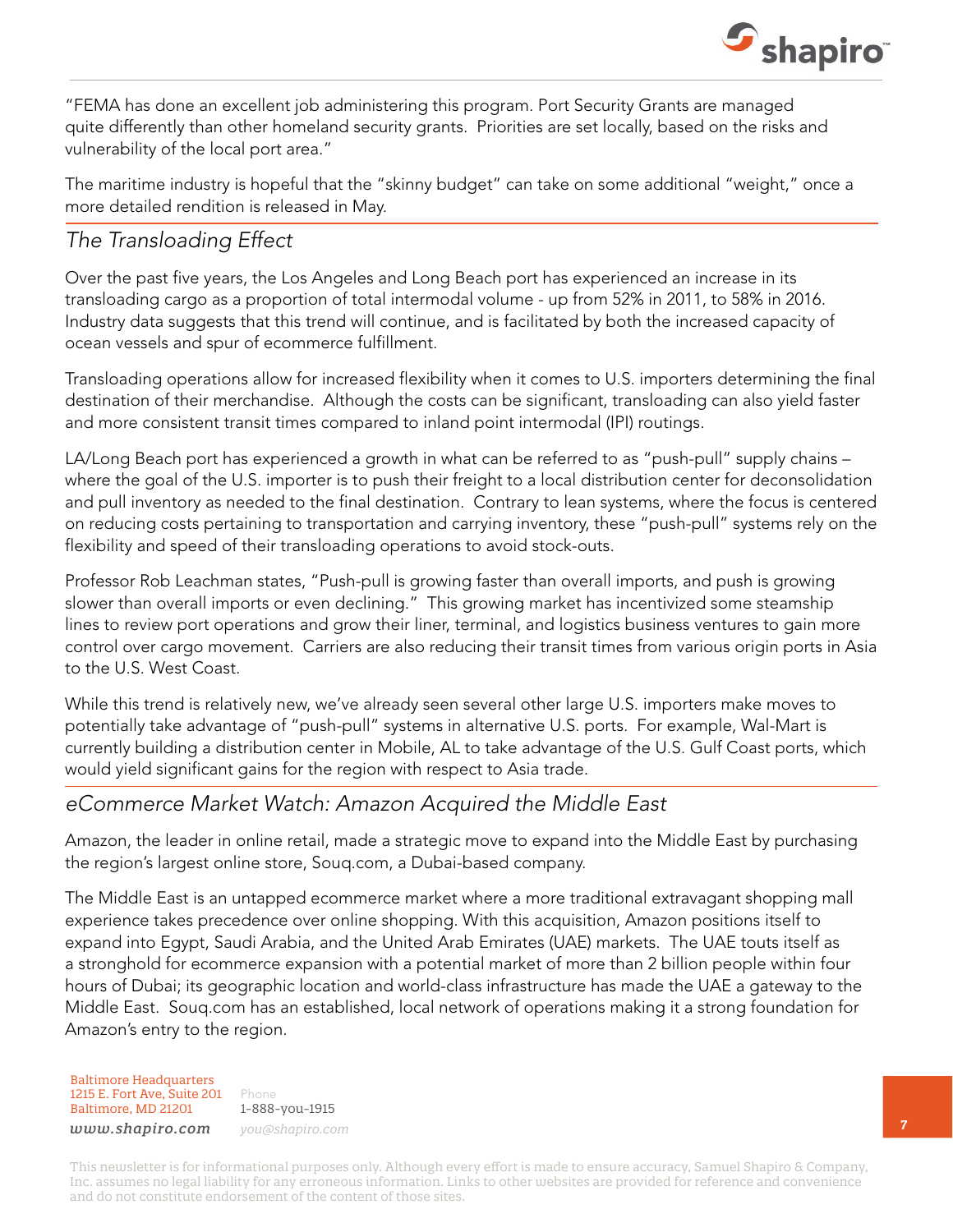"FEMA has done an excellent job administering this program. Port Security Grants are managed quite differently than other homeland security grants. Priorities are set locally, based on the risks and vulnerability of the local port area."

The maritime industry is hopeful that the "skinny budget" can take on some additional "weight," once a more detailed rendition is released in May.

## *The Transloading Effect*

Over the past five years, the Los Angeles and Long Beach port has experienced an increase in its transloading cargo as a proportion of total intermodal volume - up from 52% in 2011, to 58% in 2016. Industry data suggests that this trend will continue, and is facilitated by both the increased capacity of ocean vessels and spur of ecommerce fulfillment.

Transloading operations allow for increased flexibility when it comes to U.S. importers determining the final destination of their merchandise. Although the costs can be significant, transloading can also yield faster and more consistent transit times compared to inland point intermodal (IPI) routings.

LA/Long Beach port has experienced a growth in what can be referred to as "push-pull" supply chains – where the goal of the U.S. importer is to push their freight to a local distribution center for deconsolidation and pull inventory as needed to the final destination. Contrary to lean systems, where the focus is centered on reducing costs pertaining to transportation and carrying inventory, these "push-pull" systems rely on the flexibility and speed of their transloading operations to avoid stock-outs.

Professor Rob Leachman states, "Push-pull is growing faster than overall imports, and push is growing slower than overall imports or even declining." This growing market has incentivized some steamship lines to review port operations and grow their liner, terminal, and logistics business ventures to gain more control over cargo movement. Carriers are also reducing their transit times from various origin ports in Asia to the U.S. West Coast.

While this trend is relatively new, we've already seen several other large U.S. importers make moves to potentially take advantage of "push-pull" systems in alternative U.S. ports. For example, Wal-Mart is currently building a distribution center in Mobile, AL to take advantage of the U.S. Gulf Coast ports, which would yield significant gains for the region with respect to Asia trade.

## *eCommerce Market Watch: Amazon Acquired the Middle East*

Amazon, the leader in online retail, made a strategic move to expand into the Middle East by purchasing the region's largest online store, Souq.com, a Dubai-based company.

The Middle East is an untapped ecommerce market where a more traditional extravagant shopping mall experience takes precedence over online shopping. With this acquisition, Amazon positions itself to expand into Egypt, Saudi Arabia, and the United Arab Emirates (UAE) markets. The UAE touts itself as a stronghold for ecommerce expansion with a potential market of more than 2 billion people within four hours of Dubai; its geographic location and world-class infrastructure has made the UAE a gateway to the Middle East. Souq.com has an established, local network of operations making it a strong foundation for Amazon's entry to the region.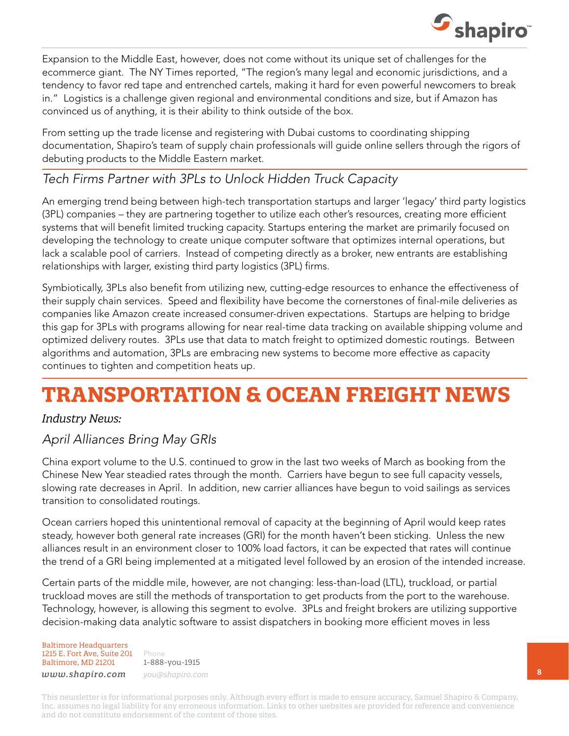Expansion to the Middle East, however, does not come without its unique set of challenges for the ecommerce giant. The NY Times reported, "The region's many legal and economic jurisdictions, and a tendency to favor red tape and entrenched cartels, making it hard for even powerful newcomers to break in." Logistics is a challenge given regional and environmental conditions and size, but if Amazon has convinced us of anything, it is their ability to think outside of the box.

From setting up the trade license and registering with Dubai customs to coordinating shipping documentation, Shapiro's team of supply chain professionals will guide online sellers through the rigors of debuting products to the Middle Eastern market.

### *Tech Firms Partner with 3PLs to Unlock Hidden Truck Capacity*

An emerging trend being between high-tech transportation startups and larger 'legacy' third party logistics (3PL) companies – they are partnering together to utilize each other's resources, creating more efficient systems that will benefit limited trucking capacity. Startups entering the market are primarily focused on developing the technology to create unique computer software that optimizes internal operations, but lack a scalable pool of carriers. Instead of competing directly as a broker, new entrants are establishing relationships with larger, existing third party logistics (3PL) firms.

Symbiotically, 3PLs also benefit from utilizing new, cutting-edge resources to enhance the effectiveness of their supply chain services. Speed and flexibility have become the cornerstones of final-mile deliveries as companies like Amazon create increased consumer-driven expectations. Startups are helping to bridge this gap for 3PLs with programs allowing for near real-time data tracking on available shipping volume and optimized delivery routes. 3PLs use that data to match freight to optimized domestic routings. Between algorithms and automation, 3PLs are embracing new systems to become more effective as capacity continues to tighten and competition heats up.

# TRANSPORTATION & OCEAN FREIGHT NEWS

*Industry News:*

### *April Alliances Bring May GRIs*

China export volume to the U.S. continued to grow in the last two weeks of March as booking from the Chinese New Year steadied rates through the month. Carriers have begun to see full capacity vessels, slowing rate decreases in April. In addition, new carrier alliances have begun to void sailings as services transition to consolidated routings.

Ocean carriers hoped this unintentional removal of capacity at the beginning of April would keep rates steady, however both general rate increases (GRI) for the month haven't been sticking. Unless the new alliances result in an environment closer to 100% load factors, it can be expected that rates will continue the trend of a GRI being implemented at a mitigated level followed by an erosion of the intended increase.

Certain parts of the middle mile, however, are not changing: less-than-load (LTL), truckload, or partial truckload moves are still the methods of transportation to get products from the port to the warehouse. Technology, however, is allowing this segment to evolve. 3PLs and freight brokers are utilizing supportive decision-making data analytic software to assist dispatchers in booking more efficient moves in less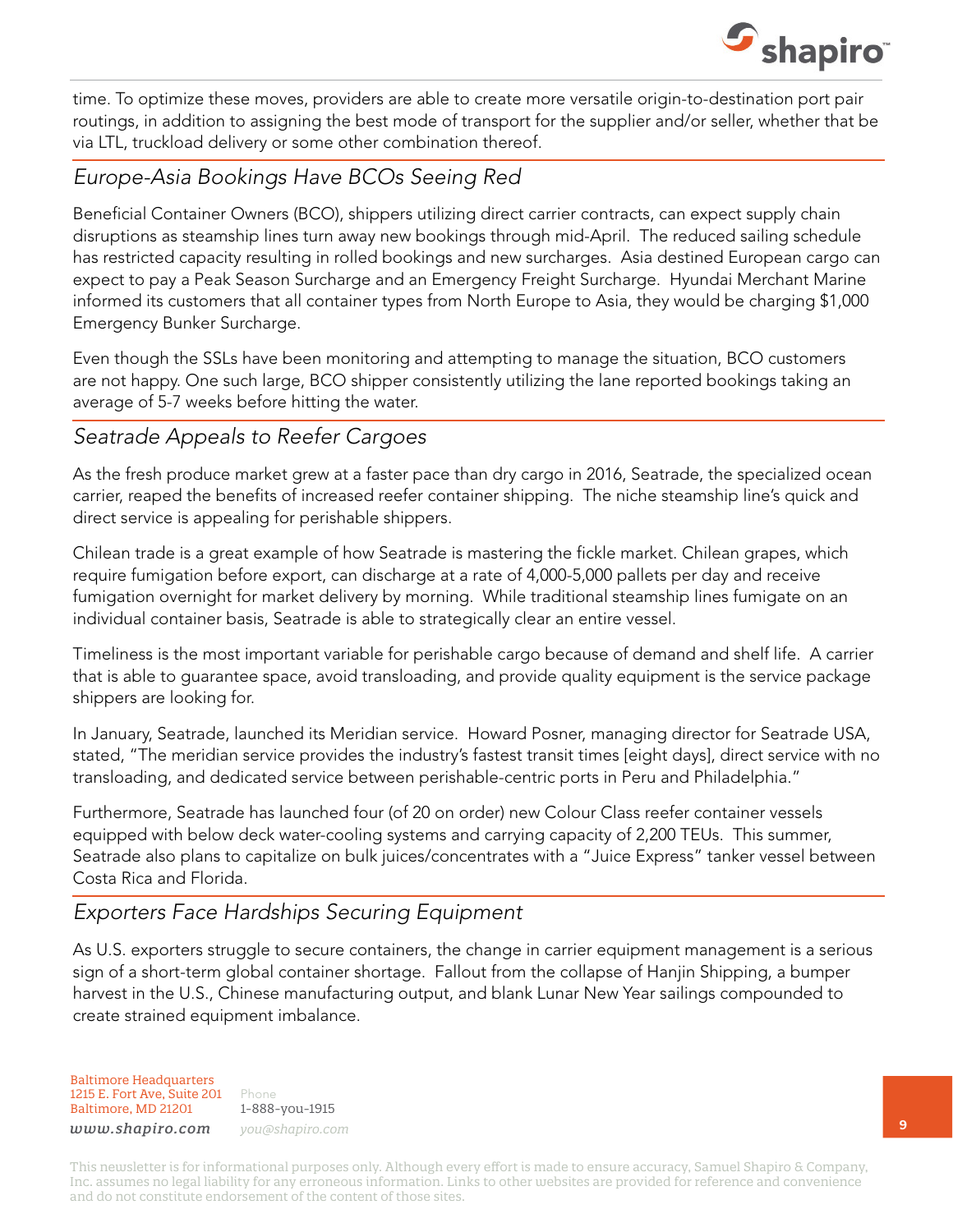time. To optimize these moves, providers are able to create more versatile origin-to-destination port pair routings, in addition to assigning the best mode of transport for the supplier and/or seller, whether that be via LTL, truckload delivery or some other combination thereof.

## *Europe-Asia Bookings Have BCOs Seeing Red*

Beneficial Container Owners (BCO), shippers utilizing direct carrier contracts, can expect supply chain disruptions as steamship lines turn away new bookings through mid-April. The reduced sailing schedule has restricted capacity resulting in rolled bookings and new surcharges. Asia destined European cargo can expect to pay a Peak Season Surcharge and an Emergency Freight Surcharge. Hyundai Merchant Marine informed its customers that all container types from North Europe to Asia, they would be charging $1,000 Emergency Bunker Surcharge.

Even though the SSLs have been monitoring and attempting to manage the situation, BCO customers are not happy. One such large, BCO shipper consistently utilizing the lane reported bookings taking an average of 5-7 weeks before hitting the water.

## *Seatrade Appeals to Reefer Cargoes*

As the fresh produce market grew at a faster pace than dry cargo in 2016, Seatrade, the specialized ocean carrier, reaped the benefits of increased reefer container shipping. The niche steamship line's quick and direct service is appealing for perishable shippers.

Chilean trade is a great example of how Seatrade is mastering the fickle market. Chilean grapes, which require fumigation before export, can discharge at a rate of 4,000-5,000 pallets per day and receive fumigation overnight for market delivery by morning. While traditional steamship lines fumigate on an individual container basis, Seatrade is able to strategically clear an entire vessel.

Timeliness is the most important variable for perishable cargo because of demand and shelf life. A carrier that is able to guarantee space, avoid transloading, and provide quality equipment is the service package shippers are looking for.

In January, Seatrade, launched its Meridian service. Howard Posner, managing director for Seatrade USA, stated, "The meridian service provides the industry's fastest transit times [eight days], direct service with no transloading, and dedicated service between perishable-centric ports in Peru and Philadelphia."

Furthermore, Seatrade has launched four (of 20 on order) new Colour Class reefer container vessels equipped with below deck water-cooling systems and carrying capacity of 2,200 TEUs. This summer, Seatrade also plans to capitalize on bulk juices/concentrates with a "Juice Express" tanker vessel between Costa Rica and Florida.

## *Exporters Face Hardships Securing Equipment*

As U.S. exporters struggle to secure containers, the change in carrier equipment management is a serious sign of a short-term global container shortage. Fallout from the collapse of Hanjin Shipping, a bumper harvest in the U.S., Chinese manufacturing output, and blank Lunar New Year sailings compounded to create strained equipment imbalance.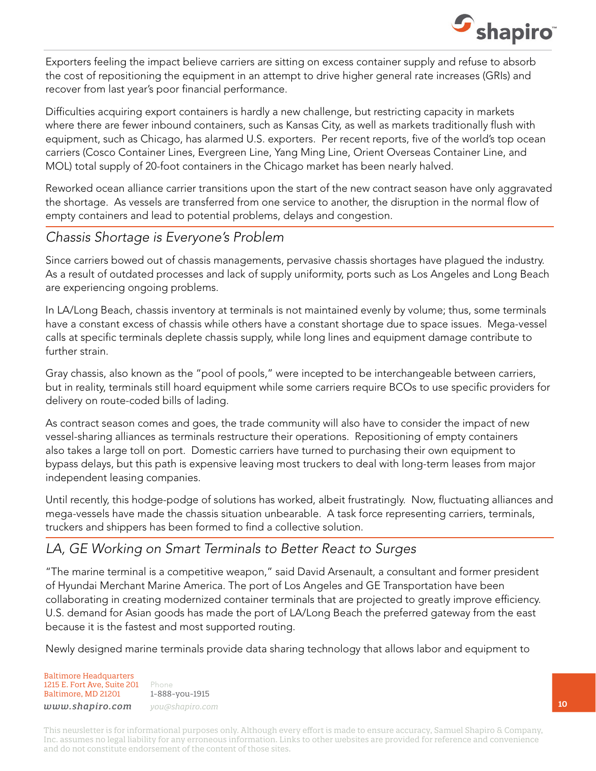Exporters feeling the impact believe carriers are sitting on excess container supply and refuse to absorb the cost of repositioning the equipment in an attempt to drive higher general rate increases (GRIs) and recover from last year's poor financial performance.

Difficulties acquiring export containers is hardly a new challenge, but restricting capacity in markets where there are fewer inbound containers, such as Kansas City, as well as markets traditionally flush with equipment, such as Chicago, has alarmed U.S. exporters. Per recent reports, five of the world's top ocean carriers (Cosco Container Lines, Evergreen Line, Yang Ming Line, Orient Overseas Container Line, and MOL) total supply of 20-foot containers in the Chicago market has been nearly halved.

Reworked ocean alliance carrier transitions upon the start of the new contract season have only aggravated the shortage. As vessels are transferred from one service to another, the disruption in the normal flow of empty containers and lead to potential problems, delays and congestion.

## *Chassis Shortage is Everyone's Problem*

Since carriers bowed out of chassis managements, pervasive chassis shortages have plagued the industry. As a result of outdated processes and lack of supply uniformity, ports such as Los Angeles and Long Beach are experiencing ongoing problems.

In LA/Long Beach, chassis inventory at terminals is not maintained evenly by volume; thus, some terminals have a constant excess of chassis while others have a constant shortage due to space issues. Mega-vessel calls at specific terminals deplete chassis supply, while long lines and equipment damage contribute to further strain.

Gray chassis, also known as the "pool of pools," were incepted to be interchangeable between carriers, but in reality, terminals still hoard equipment while some carriers require BCOs to use specific providers for delivery on route-coded bills of lading.

As contract season comes and goes, the trade community will also have to consider the impact of new vessel-sharing alliances as terminals restructure their operations. Repositioning of empty containers also takes a large toll on port. Domestic carriers have turned to purchasing their own equipment to bypass delays, but this path is expensive leaving most truckers to deal with long-term leases from major independent leasing companies.

Until recently, this hodge-podge of solutions has worked, albeit frustratingly. Now, fluctuating alliances and mega-vessels have made the chassis situation unbearable. A task force representing carriers, terminals, truckers and shippers has been formed to find a collective solution.

## *LA, GE Working on Smart Terminals to Better React to Surges*

"The marine terminal is a competitive weapon," said David Arsenault, a consultant and former president of Hyundai Merchant Marine America. The port of Los Angeles and GE Transportation have been collaborating in creating modernized container terminals that are projected to greatly improve efficiency. U.S. demand for Asian goods has made the port of LA/Long Beach the preferred gateway from the east because it is the fastest and most supported routing.

Newly designed marine terminals provide data sharing technology that allows labor and equipment to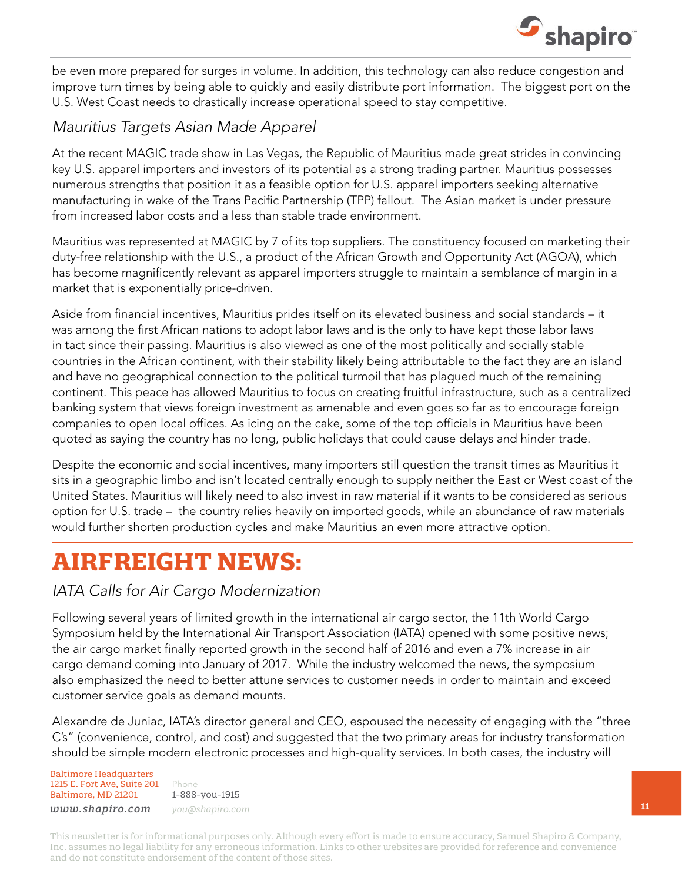be even more prepared for surges in volume. In addition, this technology can also reduce congestion and improve turn times by being able to quickly and easily distribute port information. The biggest port on the U.S. West Coast needs to drastically increase operational speed to stay competitive.

### *Mauritius Targets Asian Made Apparel*

At the recent MAGIC trade show in Las Vegas, the Republic of Mauritius made great strides in convincing key U.S. apparel importers and investors of its potential as a strong trading partner. Mauritius possesses numerous strengths that position it as a feasible option for U.S. apparel importers seeking alternative manufacturing in wake of the Trans Pacific Partnership (TPP) fallout. The Asian market is under pressure from increased labor costs and a less than stable trade environment.

Mauritius was represented at MAGIC by 7 of its top suppliers. The constituency focused on marketing their duty-free relationship with the U.S., a product of the African Growth and Opportunity Act (AGOA), which has become magnificently relevant as apparel importers struggle to maintain a semblance of margin in a market that is exponentially price-driven.

Aside from financial incentives, Mauritius prides itself on its elevated business and social standards – it was among the first African nations to adopt labor laws and is the only to have kept those labor laws in tact since their passing. Mauritius is also viewed as one of the most politically and socially stable countries in the African continent, with their stability likely being attributable to the fact they are an island and have no geographical connection to the political turmoil that has plagued much of the remaining continent. This peace has allowed Mauritius to focus on creating fruitful infrastructure, such as a centralized banking system that views foreign investment as amenable and even goes so far as to encourage foreign companies to open local offices. As icing on the cake, some of the top officials in Mauritius have been quoted as saying the country has no long, public holidays that could cause delays and hinder trade.

Despite the economic and social incentives, many importers still question the transit times as Mauritius it sits in a geographic limbo and isn't located centrally enough to supply neither the East or West coast of the United States. Mauritius will likely need to also invest in raw material if it wants to be considered as serious option for U.S. trade – the country relies heavily on imported goods, while an abundance of raw materials would further shorten production cycles and make Mauritius an even more attractive option.

## AIRFREIGHT NEWS:

### *IATA Calls for Air Cargo Modernization*

Following several years of limited growth in the international air cargo sector, the 11th World Cargo Symposium held by the International Air Transport Association (IATA) opened with some positive news; the air cargo market finally reported growth in the second half of 2016 and even a 7% increase in air cargo demand coming into January of 2017. While the industry welcomed the news, the symposium also emphasized the need to better attune services to customer needs in order to maintain and exceed customer service goals as demand mounts.

Alexandre de Juniac, IATA's director general and CEO, espoused the necessity of engaging with the "three C's" (convenience, control, and cost) and suggested that the two primary areas for industry transformation should be simple modern electronic processes and high-quality services. In both cases, the industry will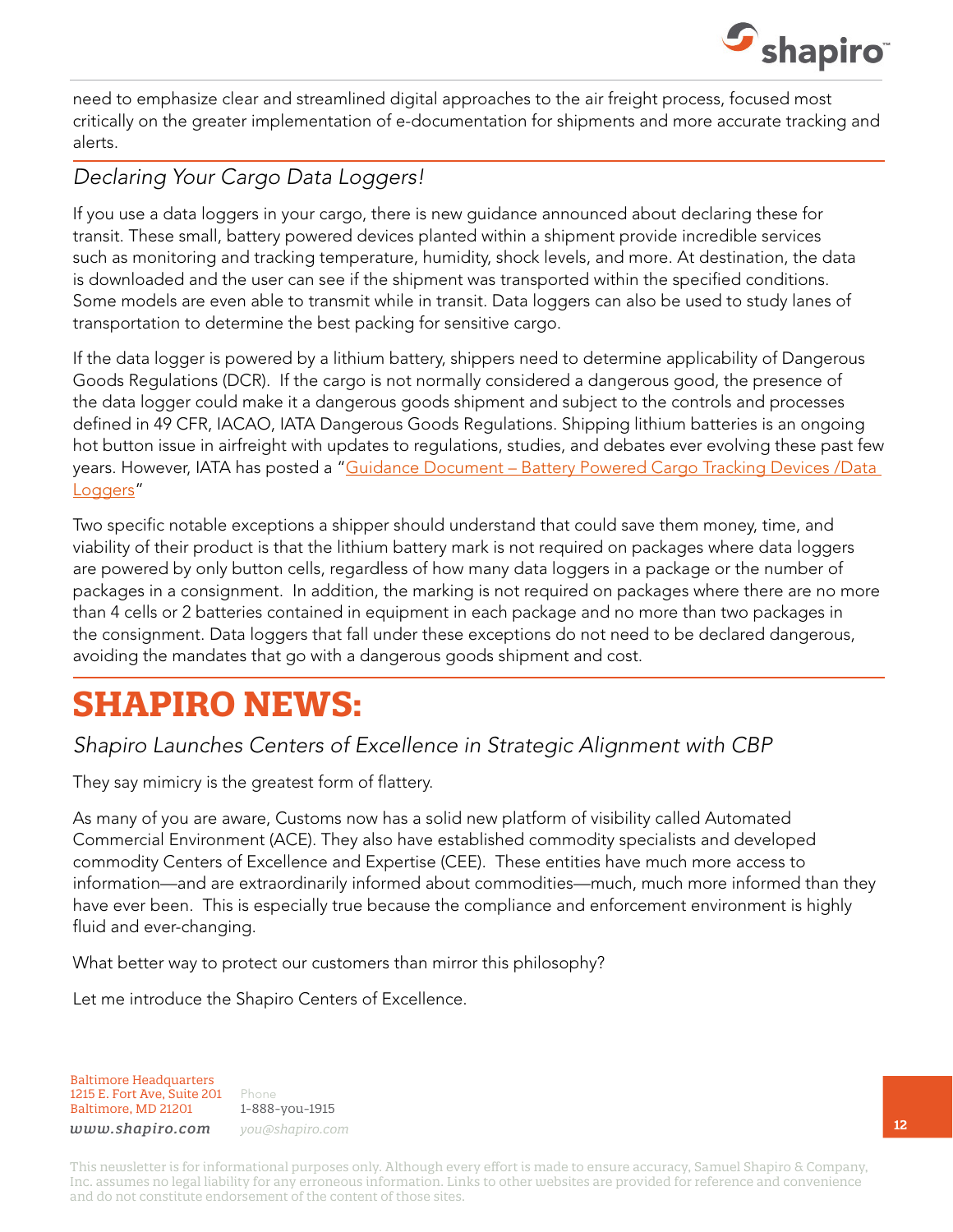need to emphasize clear and streamlined digital approaches to the air freight process, focused most critically on the greater implementation of e-documentation for shipments and more accurate tracking and alerts.

### *Declaring Your Cargo Data Loggers!*

If you use a data loggers in your cargo, there is new guidance announced about declaring these for transit. These small, battery powered devices planted within a shipment provide incredible services such as monitoring and tracking temperature, humidity, shock levels, and more. At destination, the data is downloaded and the user can see if the shipment was transported within the specified conditions. Some models are even able to transmit while in transit. Data loggers can also be used to study lanes of transportation to determine the best packing for sensitive cargo.

If the data logger is powered by a lithium battery, shippers need to determine applicability of Dangerous Goods Regulations (DCR). If the cargo is not normally considered a dangerous good, the presence of the data logger could make it a dangerous goods shipment and subject to the controls and processes defined in 49 CFR, IACAO, IATA Dangerous Goods Regulations. Shipping lithium batteries is an ongoing hot button issue in airfreight with updates to regulations, studies, and debates ever evolving these past few years. However, IATA has posted a "Guidance Document – Battery Powered Cargo Tracking Devices /Data Loggers"

Two specific notable exceptions a shipper should understand that could save them money, time, and viability of their product is that the lithium battery mark is not required on packages where data loggers are powered by only button cells, regardless of how many data loggers in a package or the number of packages in a consignment. In addition, the marking is not required on packages where there are no more than 4 cells or 2 batteries contained in equipment in each package and no more than two packages in the consignment. Data loggers that fall under these exceptions do not need to be declared dangerous, avoiding the mandates that go with a dangerous goods shipment and cost.

# SHAPIRO NEWS:

### *Shapiro Launches Centers of Excellence in Strategic Alignment with CBP*

They say mimicry is the greatest form of flattery.

As many of you are aware, Customs now has a solid new platform of visibility called Automated Commercial Environment (ACE). They also have established commodity specialists and developed commodity Centers of Excellence and Expertise (CEE). These entities have much more access to information—and are extraordinarily informed about commodities—much, much more informed than they have ever been. This is especially true because the compliance and enforcement environment is highly fluid and ever-changing.

What better way to protect our customers than mirror this philosophy?

Let me introduce the Shapiro Centers of Excellence.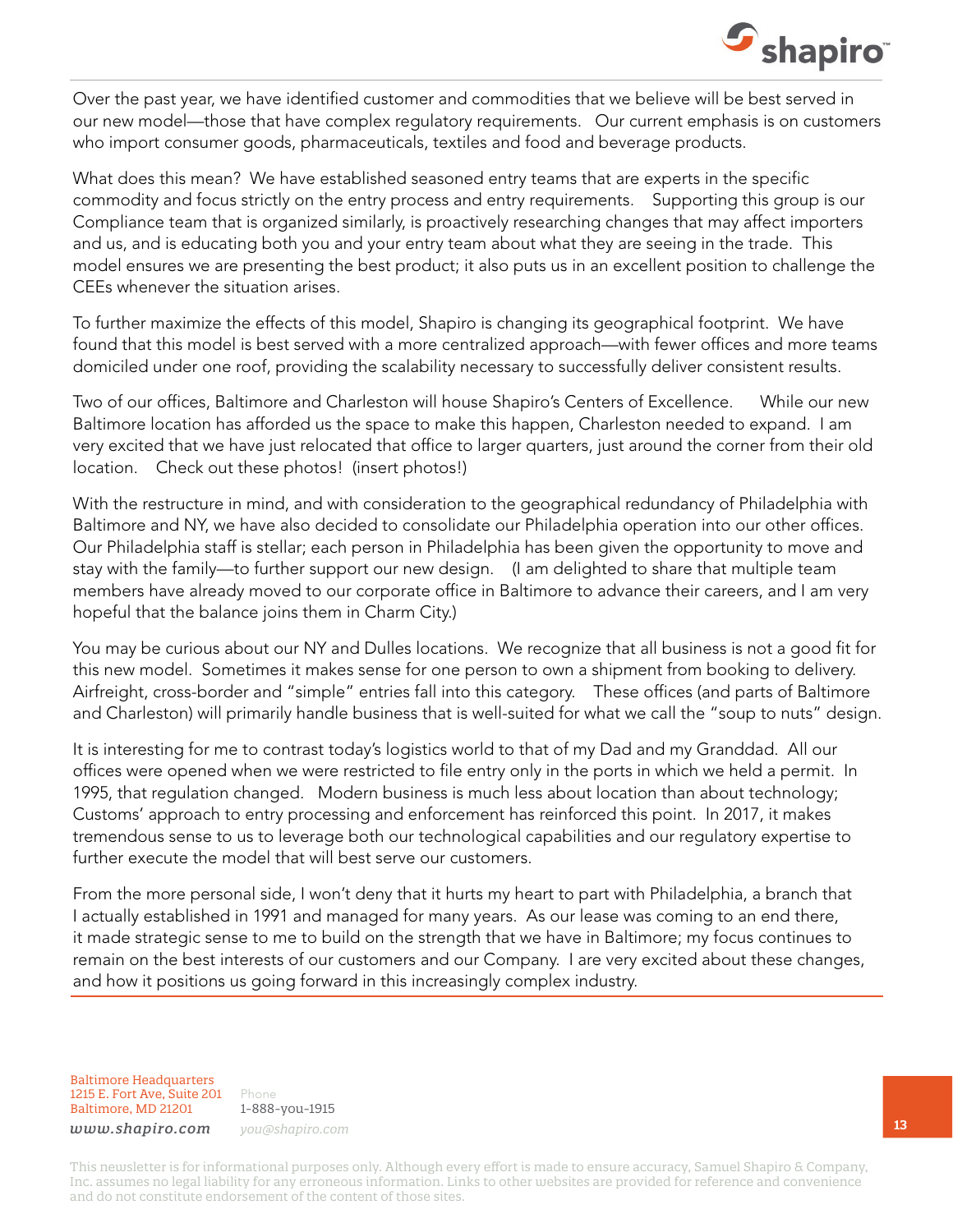Over the past year, we have identified customer and commodities that we believe will be best served in our new model—those that have complex regulatory requirements. Our current emphasis is on customers who import consumer goods, pharmaceuticals, textiles and food and beverage products.

What does this mean? We have established seasoned entry teams that are experts in the specific commodity and focus strictly on the entry process and entry requirements. Supporting this group is our Compliance team that is organized similarly, is proactively researching changes that may affect importers and us, and is educating both you and your entry team about what they are seeing in the trade. This model ensures we are presenting the best product; it also puts us in an excellent position to challenge the CEEs whenever the situation arises.

To further maximize the effects of this model, Shapiro is changing its geographical footprint. We have found that this model is best served with a more centralized approach—with fewer offices and more teams domiciled under one roof, providing the scalability necessary to successfully deliver consistent results.

Two of our offices, Baltimore and Charleston will house Shapiro's Centers of Excellence. While our new Baltimore location has afforded us the space to make this happen, Charleston needed to expand. I am very excited that we have just relocated that office to larger quarters, just around the corner from their old location. Check out these photos! (insert photos!)

With the restructure in mind, and with consideration to the geographical redundancy of Philadelphia with Baltimore and NY, we have also decided to consolidate our Philadelphia operation into our other offices. Our Philadelphia staff is stellar; each person in Philadelphia has been given the opportunity to move and stay with the family—to further support our new design. (I am delighted to share that multiple team members have already moved to our corporate office in Baltimore to advance their careers, and I am very hopeful that the balance joins them in Charm City.)

You may be curious about our NY and Dulles locations. We recognize that all business is not a good fit for this new model. Sometimes it makes sense for one person to own a shipment from booking to delivery. Airfreight, cross-border and "simple" entries fall into this category. These offices (and parts of Baltimore and Charleston) will primarily handle business that is well-suited for what we call the "soup to nuts" design.

It is interesting for me to contrast today's logistics world to that of my Dad and my Granddad. All our offices were opened when we were restricted to file entry only in the ports in which we held a permit. In 1995, that regulation changed. Modern business is much less about location than about technology; Customs' approach to entry processing and enforcement has reinforced this point. In 2017, it makes tremendous sense to us to leverage both our technological capabilities and our regulatory expertise to further execute the model that will best serve our customers.

From the more personal side, I won't deny that it hurts my heart to part with Philadelphia, a branch that I actually established in 1991 and managed for many years. As our lease was coming to an end there, it made strategic sense to me to build on the strength that we have in Baltimore; my focus continues to remain on the best interests of our customers and our Company. I are very excited about these changes, and how it positions us going forward in this increasingly complex industry.

Baltimore Headquarters
1215 E. Fort Ave, Suite 201
Baltimore, MD 21201
*www.shapiro.com*

Phone
1-888-you-1915
*you@shapiro.com*

This newsletter is for informational purposes only. Although every effort is made to ensure accuracy, Samuel Shapiro & Company, Inc. assumes no legal liability for any erroneous information. Links to other websites are provided for reference and convenience and do not constitute endorsement of the content of those sites.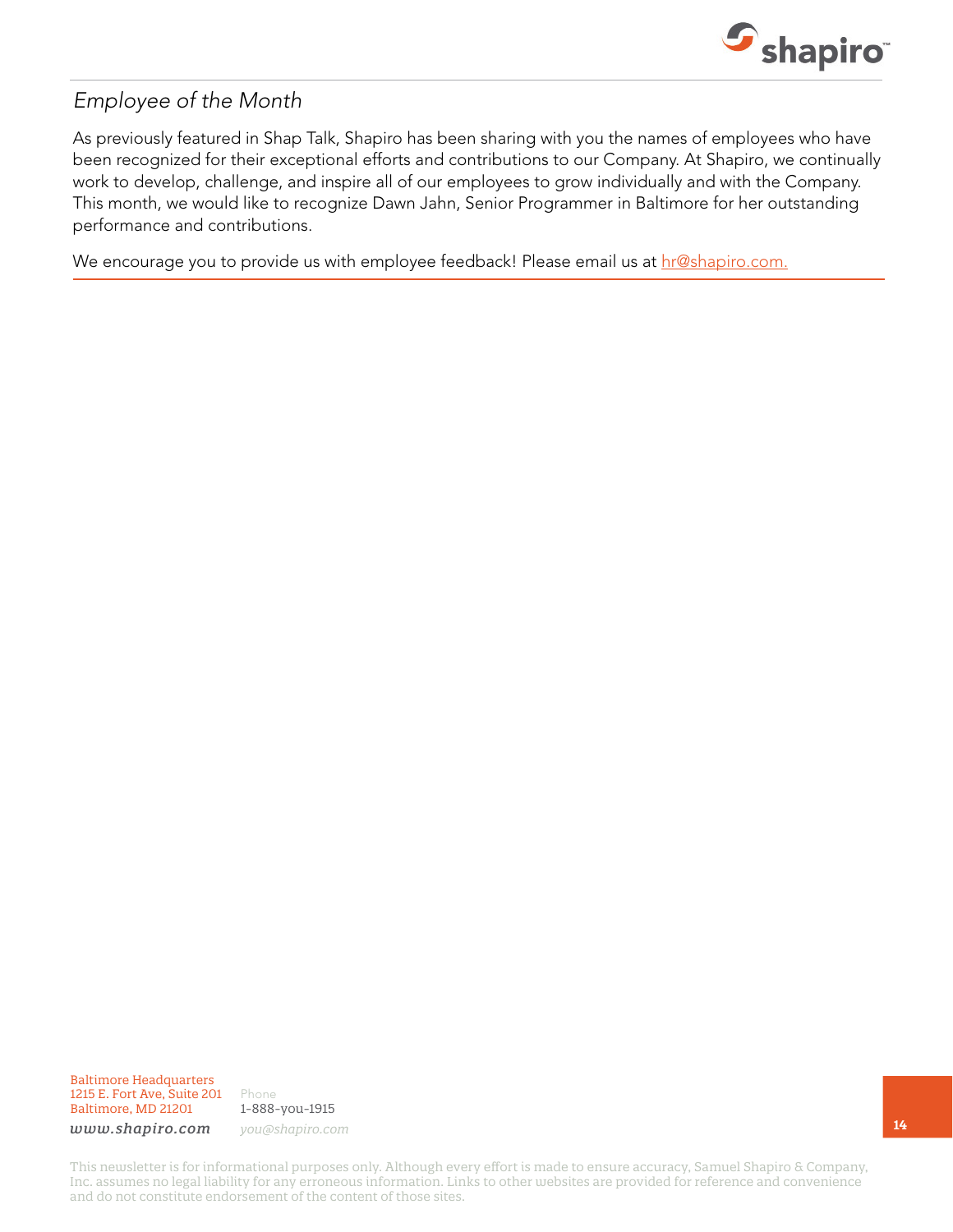## *Employee of the Month*

As previously featured in Shap Talk, Shapiro has been sharing with you the names of employees who have been recognized for their exceptional efforts and contributions to our Company. At Shapiro, we continually work to develop, challenge, and inspire all of our employees to grow individually and with the Company. This month, we would like to recognize Dawn Jahn, Senior Programmer in Baltimore for her outstanding performance and contributions.

We encourage you to provide us with employee feedback! Please email us at hr@shapiro.com.

---

Baltimore Headquarters
1215 E. Fort Ave, Suite 201
Baltimore, MD 21201

Phone
1-888-you-1915

*www.shapiro.com*

*you@shapiro.com*

This newsletter is for informational purposes only. Although every effort is made to ensure accuracy, Samuel Shapiro & Company, Inc. assumes no legal liability for any erroneous information. Links to other websites are provided for reference and convenience and do not constitute endorsement of the content of those sites.